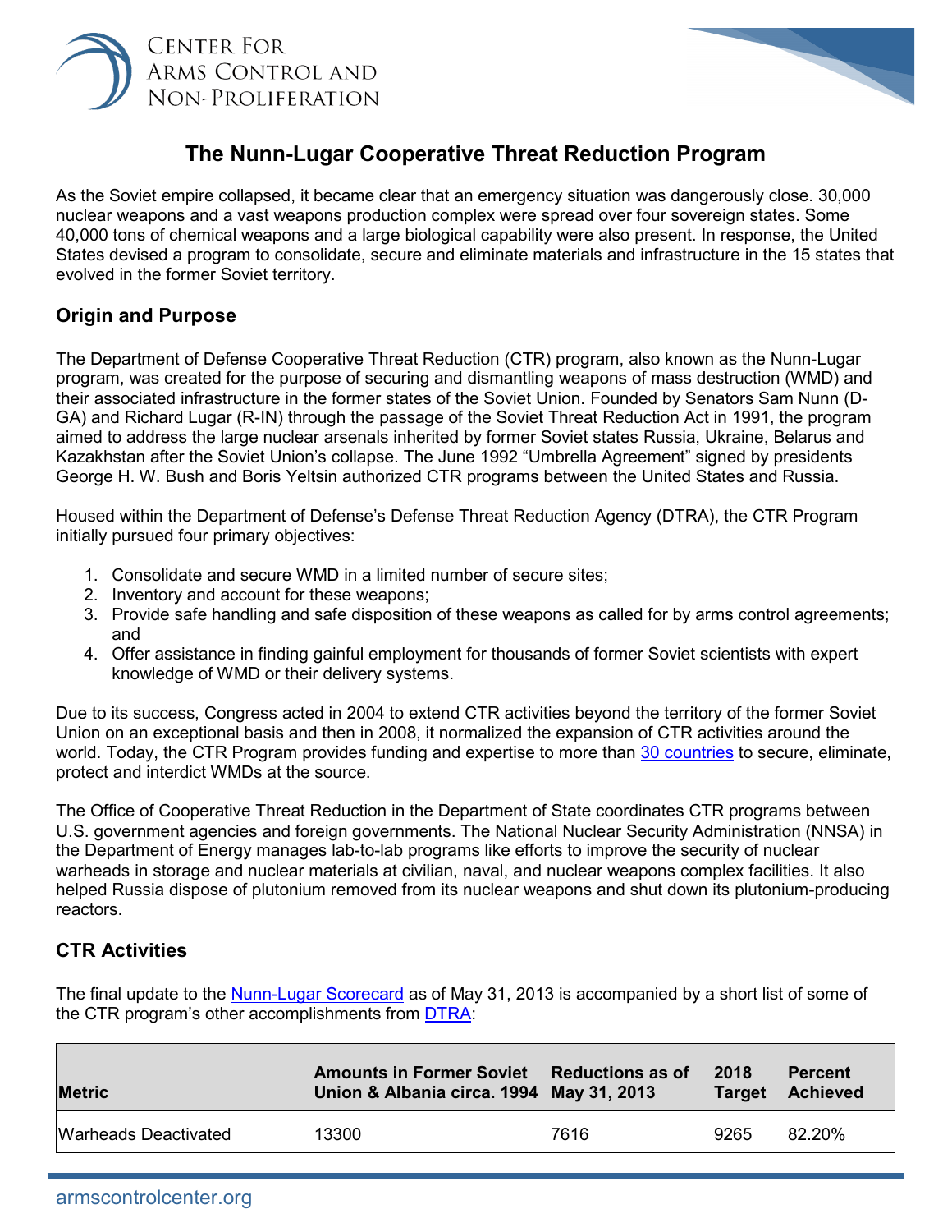Center For Arms Control and Non-Proliferation

# The Nunn-Lugar Cooperative Threat Reduction Program

As the Soviet empire collapsed, it became clear that an emergency situation was dangerously close. 30,000 nuclear weapons and a vast weapons production complex were spread over four sovereign states. Some 40,000 tons of chemical weapons and a large biological capability were also present. In response, the United States devised a program to consolidate, secure and eliminate materials and infrastructure in the 15 states that evolved in the former Soviet territory.

## Origin and Purpose

The Department of Defense Cooperative Threat Reduction (CTR) program, also known as the Nunn-Lugar program, was created for the purpose of securing and dismantling weapons of mass destruction (WMD) and their associated infrastructure in the former states of the Soviet Union. Founded by Senators Sam Nunn (D-GA) and Richard Lugar (R-IN) through the passage of the Soviet Threat Reduction Act in 1991, the program aimed to address the large nuclear arsenals inherited by former Soviet states Russia, Ukraine, Belarus and Kazakhstan after the Soviet Union's collapse. The June 1992 "Umbrella Agreement" signed by presidents George H. W. Bush and Boris Yeltsin authorized CTR programs between the United States and Russia.

Housed within the Department of Defense's Defense Threat Reduction Agency (DTRA), the CTR Program initially pursued four primary objectives:

1. Consolidate and secure WMD in a limited number of secure sites;
2. Inventory and account for these weapons;
3. Provide safe handling and safe disposition of these weapons as called for by arms control agreements; and
4. Offer assistance in finding gainful employment for thousands of former Soviet scientists with expert knowledge of WMD or their delivery systems.

Due to its success, Congress acted in 2004 to extend CTR activities beyond the territory of the former Soviet Union on an exceptional basis and then in 2008, it normalized the expansion of CTR activities around the world. Today, the CTR Program provides funding and expertise to more than 30 countries to secure, eliminate, protect and interdict WMDs at the source.

The Office of Cooperative Threat Reduction in the Department of State coordinates CTR programs between U.S. government agencies and foreign governments. The National Nuclear Security Administration (NNSA) in the Department of Energy manages lab-to-lab programs like efforts to improve the security of nuclear warheads in storage and nuclear materials at civilian, naval, and nuclear weapons complex facilities. It also helped Russia dispose of plutonium removed from its nuclear weapons and shut down its plutonium-producing reactors.

## CTR Activities

The final update to the Nunn-Lugar Scorecard as of May 31, 2013 is accompanied by a short list of some of the CTR program's other accomplishments from DTRA:

| Metric | Amounts in Former Soviet Union & Albania circa. 1994 | Reductions as of May 31, 2013 | 2018 Target | Percent Achieved |
|---|---|---|---|---|
| Warheads Deactivated | 13300 | 7616 | 9265 | 82.20% |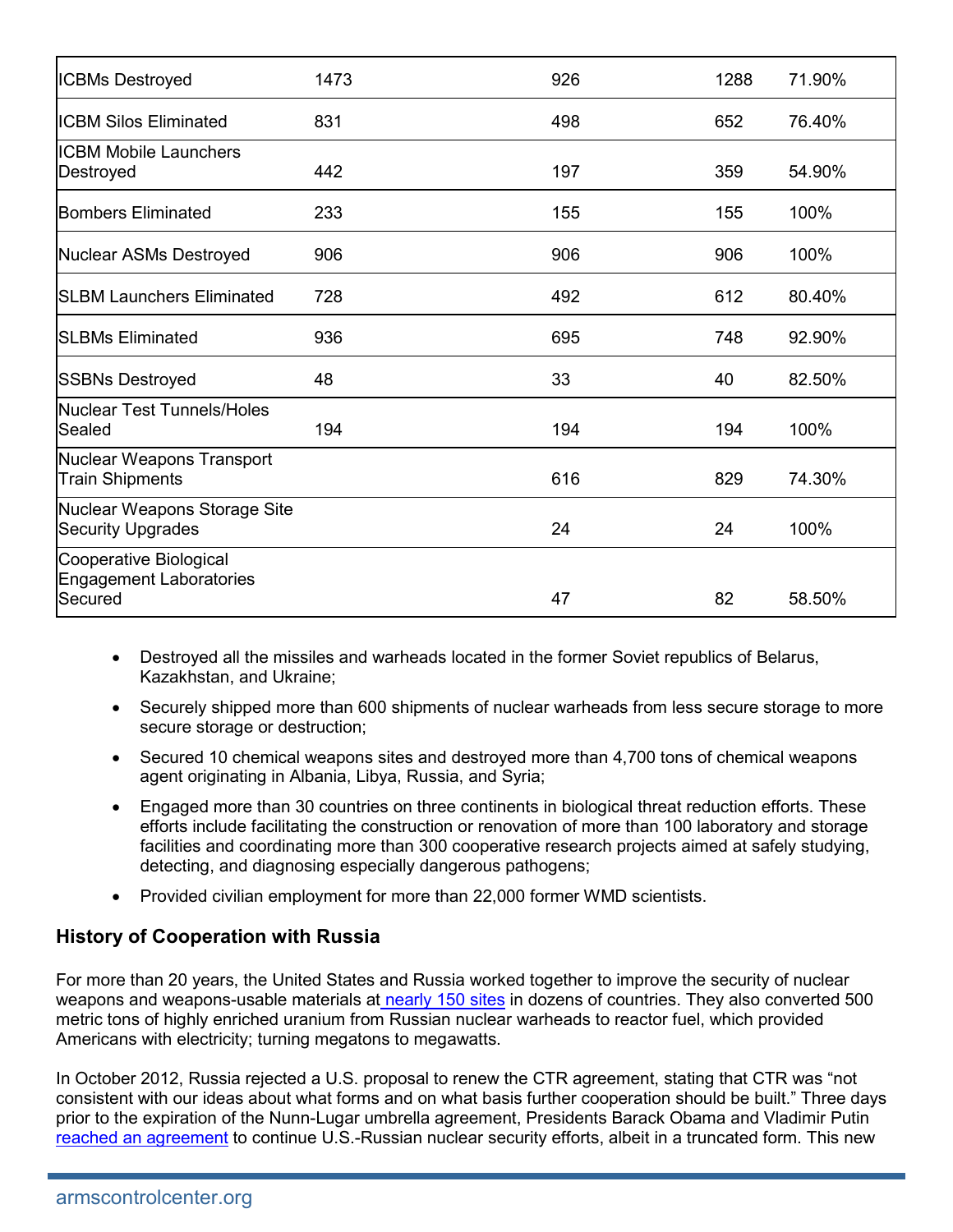| | | | | |
|---|---|---|---|---|
| ICBMs Destroyed | 1473 | 926 | 1288 | 71.90% |
| ICBM Silos Eliminated | 831 | 498 | 652 | 76.40% |
| ICBM Mobile Launchers Destroyed | 442 | 197 | 359 | 54.90% |
| Bombers Eliminated | 233 | 155 | 155 | 100% |
| Nuclear ASMs Destroyed | 906 | 906 | 906 | 100% |
| SLBM Launchers Eliminated | 728 | 492 | 612 | 80.40% |
| SLBMs Eliminated | 936 | 695 | 748 | 92.90% |
| SSBNs Destroyed | 48 | 33 | 40 | 82.50% |
| Nuclear Test Tunnels/Holes Sealed | 194 | 194 | 194 | 100% |
| Nuclear Weapons Transport Train Shipments | | 616 | 829 | 74.30% |
| Nuclear Weapons Storage Site Security Upgrades | | 24 | 24 | 100% |
| Cooperative Biological Engagement Laboratories Secured | | 47 | 82 | 58.50% |

- Destroyed all the missiles and warheads located in the former Soviet republics of Belarus, Kazakhstan, and Ukraine;
- Securely shipped more than 600 shipments of nuclear warheads from less secure storage to more secure storage or destruction;
- Secured 10 chemical weapons sites and destroyed more than 4,700 tons of chemical weapons agent originating in Albania, Libya, Russia, and Syria;
- Engaged more than 30 countries on three continents in biological threat reduction efforts. These efforts include facilitating the construction or renovation of more than 100 laboratory and storage facilities and coordinating more than 300 cooperative research projects aimed at safely studying, detecting, and diagnosing especially dangerous pathogens;
- Provided civilian employment for more than 22,000 former WMD scientists.

## History of Cooperation with Russia

For more than 20 years, the United States and Russia worked together to improve the security of nuclear weapons and weapons-usable materials at nearly 150 sites in dozens of countries. They also converted 500 metric tons of highly enriched uranium from Russian nuclear warheads to reactor fuel, which provided Americans with electricity; turning megatons to megawatts.

In October 2012, Russia rejected a U.S. proposal to renew the CTR agreement, stating that CTR was "not consistent with our ideas about what forms and on what basis further cooperation should be built." Three days prior to the expiration of the Nunn-Lugar umbrella agreement, Presidents Barack Obama and Vladimir Putin reached an agreement to continue U.S.-Russian nuclear security efforts, albeit in a truncated form. This new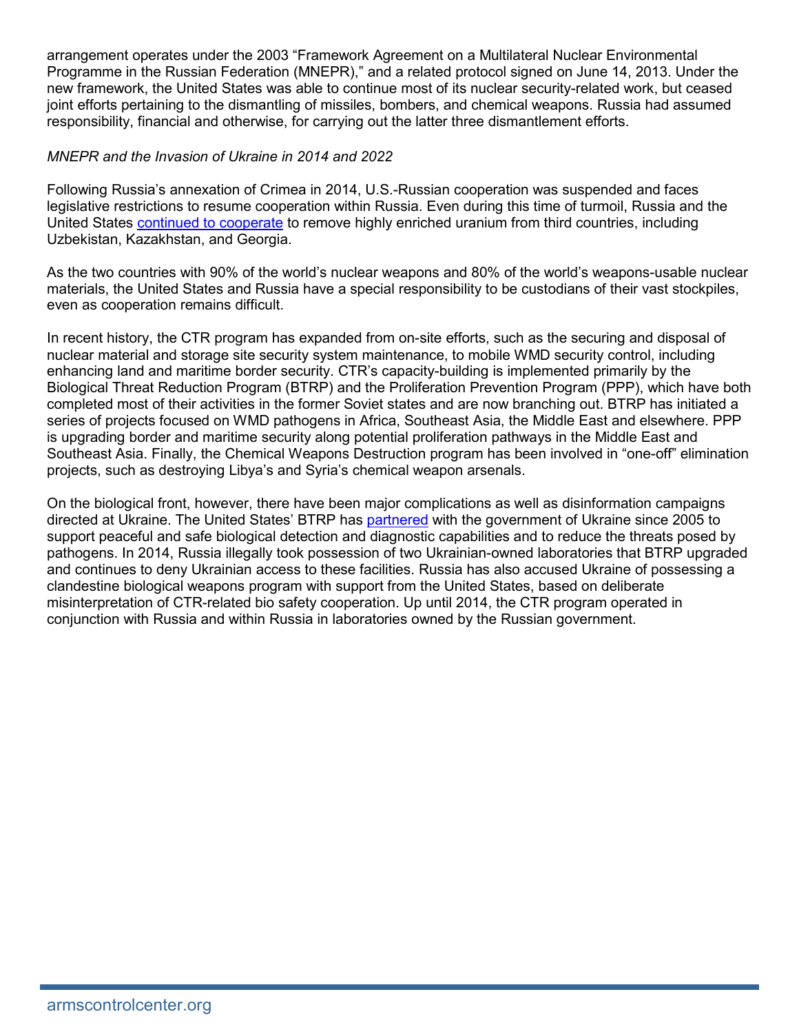arrangement operates under the 2003 "Framework Agreement on a Multilateral Nuclear Environmental Programme in the Russian Federation (MNEPR)," and a related protocol signed on June 14, 2013. Under the new framework, the United States was able to continue most of its nuclear security-related work, but ceased joint efforts pertaining to the dismantling of missiles, bombers, and chemical weapons. Russia had assumed responsibility, financial and otherwise, for carrying out the latter three dismantlement efforts.

*MNEPR and the Invasion of Ukraine in 2014 and 2022*

Following Russia's annexation of Crimea in 2014, U.S.-Russian cooperation was suspended and faces legislative restrictions to resume cooperation within Russia. Even during this time of turmoil, Russia and the United States continued to cooperate to remove highly enriched uranium from third countries, including Uzbekistan, Kazakhstan, and Georgia.

As the two countries with 90% of the world's nuclear weapons and 80% of the world's weapons-usable nuclear materials, the United States and Russia have a special responsibility to be custodians of their vast stockpiles, even as cooperation remains difficult.

In recent history, the CTR program has expanded from on-site efforts, such as the securing and disposal of nuclear material and storage site security system maintenance, to mobile WMD security control, including enhancing land and maritime border security. CTR's capacity-building is implemented primarily by the Biological Threat Reduction Program (BTRP) and the Proliferation Prevention Program (PPP), which have both completed most of their activities in the former Soviet states and are now branching out. BTRP has initiated a series of projects focused on WMD pathogens in Africa, Southeast Asia, the Middle East and elsewhere. PPP is upgrading border and maritime security along potential proliferation pathways in the Middle East and Southeast Asia. Finally, the Chemical Weapons Destruction program has been involved in "one-off" elimination projects, such as destroying Libya's and Syria's chemical weapon arsenals.

On the biological front, however, there have been major complications as well as disinformation campaigns directed at Ukraine. The United States' BTRP has partnered with the government of Ukraine since 2005 to support peaceful and safe biological detection and diagnostic capabilities and to reduce the threats posed by pathogens. In 2014, Russia illegally took possession of two Ukrainian-owned laboratories that BTRP upgraded and continues to deny Ukrainian access to these facilities. Russia has also accused Ukraine of possessing a clandestine biological weapons program with support from the United States, based on deliberate misinterpretation of CTR-related bio safety cooperation. Up until 2014, the CTR program operated in conjunction with Russia and within Russia in laboratories owned by the Russian government.